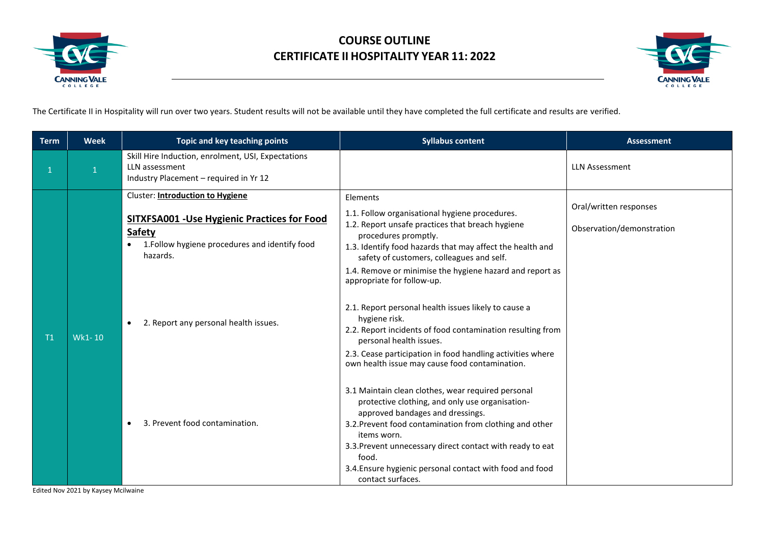# COURSE OUTLINE
## CERTIFICATE II HOSPITALITY YEAR 11: 2022

The Certificate II in Hospitality will run over two years. Student results will not be available until they have completed the full certificate and results are verified.

| Term | Week | Topic and key teaching points | Syllabus content | Assessment |
|---|---|---|---|---|
| 1 | 1 | Skill Hire Induction, enrolment, USI, Expectations<br>LLN assessment<br>Industry Placement – required in Yr 12 | | LLN Assessment |
| T1 | Wk1- 10 | Cluster: **Introduction to Hygiene**<br><br>**SITXFSA001 -Use Hygienic Practices for Food Safety**<br>• 1.Follow hygiene procedures and identify food hazards.<br><br>• 2. Report any personal health issues.<br><br>• 3. Prevent food contamination. | Elements<br>1.1. Follow organisational hygiene procedures.<br>1.2. Report unsafe practices that breach hygiene procedures promptly.<br>1.3. Identify food hazards that may affect the health and safety of customers, colleagues and self.<br>1.4. Remove or minimise the hygiene hazard and report as appropriate for follow-up.<br><br>2.1. Report personal health issues likely to cause a hygiene risk.<br>2.2. Report incidents of food contamination resulting from personal health issues.<br>2.3. Cease participation in food handling activities where own health issue may cause food contamination.<br><br>3.1 Maintain clean clothes, wear required personal protective clothing, and only use organisation-approved bandages and dressings.<br>3.2.Prevent food contamination from clothing and other items worn.<br>3.3.Prevent unnecessary direct contact with ready to eat food.<br>3.4.Ensure hygienic personal contact with food and food contact surfaces. | Oral/written responses<br><br>Observation/demonstration |

Edited Nov 2021 by Kaysey Mcilwaine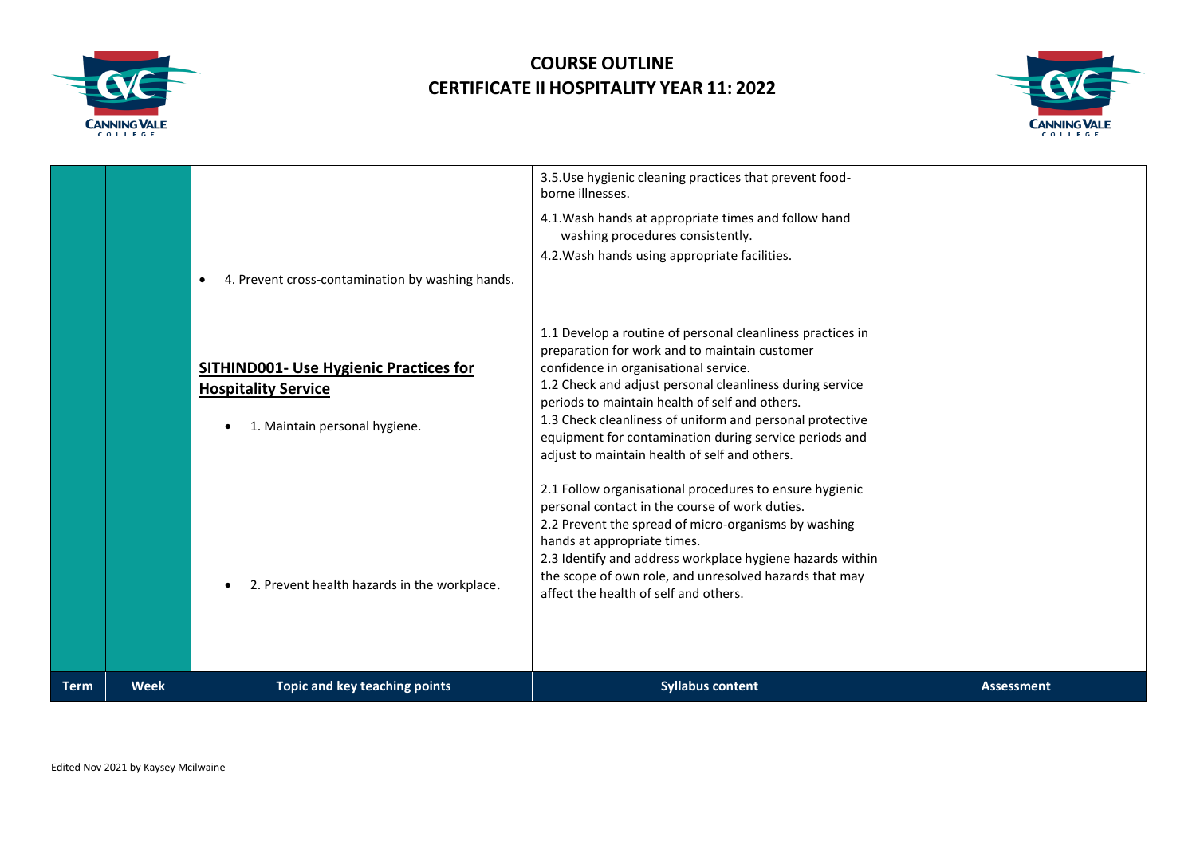| Term | Week | Topic and key teaching points | Syllabus content | Assessment |
|---|---|---|---|---|
| | | • 4. Prevent cross-contamination by washing hands. | 3.5.Use hygienic cleaning practices that prevent food-borne illnesses.<br>4.1.Wash hands at appropriate times and follow hand washing procedures consistently.<br>4.2.Wash hands using appropriate facilities. | |
| | | **SITHIND001- Use Hygienic Practices for Hospitality Service**<br>• 1. Maintain personal hygiene. | 1.1 Develop a routine of personal cleanliness practices in preparation for work and to maintain customer confidence in organisational service.<br>1.2 Check and adjust personal cleanliness during service periods to maintain health of self and others.<br>1.3 Check cleanliness of uniform and personal protective equipment for contamination during service periods and adjust to maintain health of self and others. | |
| | | • 2. Prevent health hazards in the workplace. | 2.1 Follow organisational procedures to ensure hygienic personal contact in the course of work duties.<br>2.2 Prevent the spread of micro-organisms by washing hands at appropriate times.<br>2.3 Identify and address workplace hygiene hazards within the scope of own role, and unresolved hazards that may affect the health of self and others. | |

Edited Nov 2021 by Kaysey Mcilwaine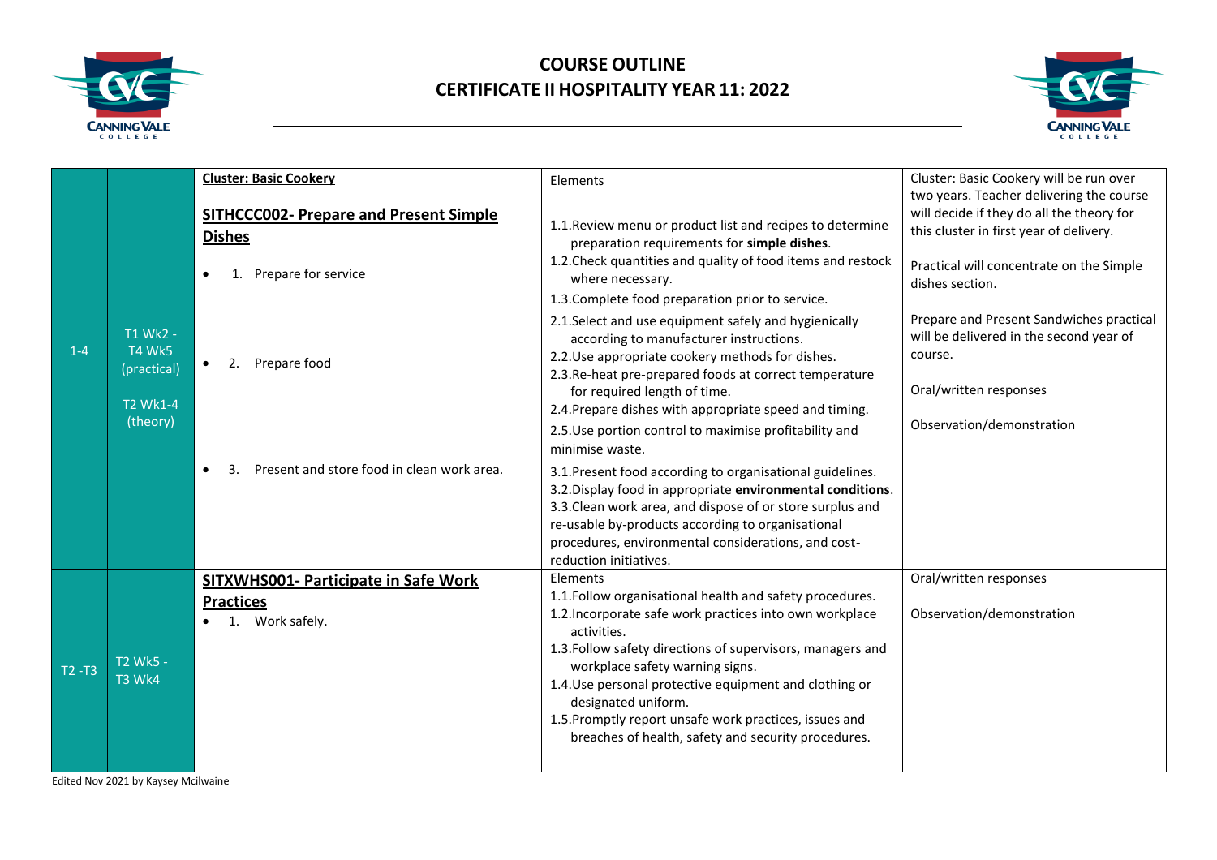# COURSE OUTLINE
## CERTIFICATE II HOSPITALITY YEAR 11: 2022

| | | | | |
|---|---|---|---|---|
| 1-4 | T1 Wk2 - T4 Wk5 (practical)<br><br>T2 Wk1-4 (theory) | **Cluster: Basic Cookery**<br><br>**SITHCCC002- Prepare and Present Simple Dishes**<br><br>• 1. Prepare for service<br><br>• 2. Prepare food<br><br>• 3. Present and store food in clean work area. | Elements<br><br>1.1.Review menu or product list and recipes to determine preparation requirements for **simple dishes**.<br>1.2.Check quantities and quality of food items and restock where necessary.<br>1.3.Complete food preparation prior to service.<br>2.1.Select and use equipment safely and hygienically according to manufacturer instructions.<br>2.2.Use appropriate cookery methods for dishes.<br>2.3.Re-heat pre-prepared foods at correct temperature for required length of time.<br>2.4.Prepare dishes with appropriate speed and timing.<br>2.5.Use portion control to maximise profitability and minimise waste.<br>3.1.Present food according to organisational guidelines.<br>3.2.Display food in appropriate **environmental conditions**.<br>3.3.Clean work area, and dispose of or store surplus and re-usable by-products according to organisational procedures, environmental considerations, and cost-reduction initiatives. | Cluster: Basic Cookery will be run over two years. Teacher delivering the course will decide if they do all the theory for this cluster in first year of delivery.<br><br>Practical will concentrate on the Simple dishes section.<br><br>Prepare and Present Sandwiches practical will be delivered in the second year of course.<br><br>Oral/written responses<br><br>Observation/demonstration |
| T2 -T3 | T2 Wk5 - T3 Wk4 | **SITXWHS001- Participate in Safe Work Practices**<br>• 1. Work safely. | Elements<br>1.1.Follow organisational health and safety procedures.<br>1.2.Incorporate safe work practices into own workplace activities.<br>1.3.Follow safety directions of supervisors, managers and workplace safety warning signs.<br>1.4.Use personal protective equipment and clothing or designated uniform.<br>1.5.Promptly report unsafe work practices, issues and breaches of health, safety and security procedures. | Oral/written responses<br><br>Observation/demonstration |

Edited Nov 2021 by Kaysey Mcilwaine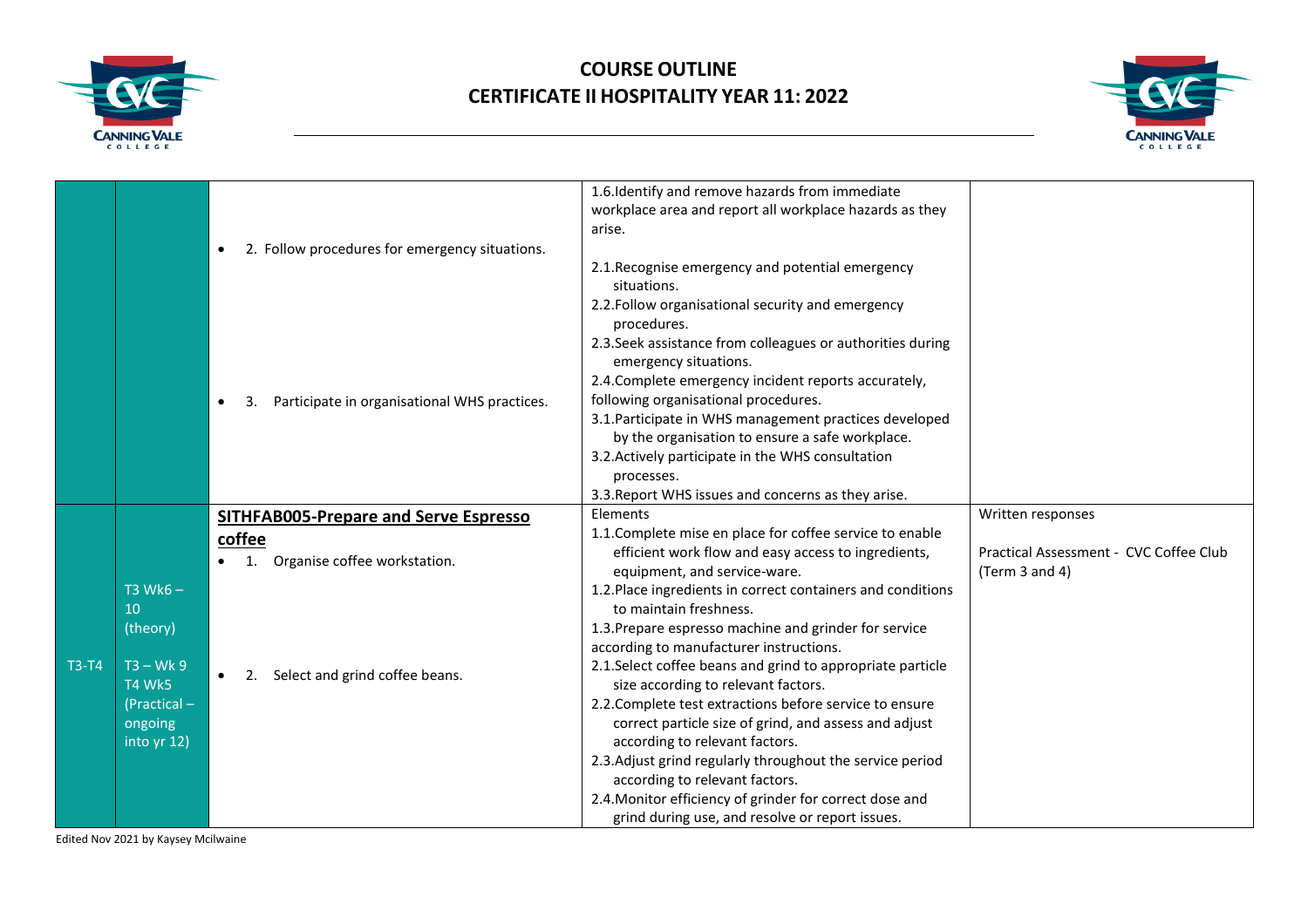# COURSE OUTLINE
# CERTIFICATE II HOSPITALITY YEAR 11: 2022

| | | | | |
|---|---|---|---|---|
| | | • 2. Follow procedures for emergency situations.<br><br>• 3. Participate in organisational WHS practices. | 1.6.Identify and remove hazards from immediate workplace area and report all workplace hazards as they arise.<br>2.1.Recognise emergency and potential emergency situations.<br>2.2.Follow organisational security and emergency procedures.<br>2.3.Seek assistance from colleagues or authorities during emergency situations.<br>2.4.Complete emergency incident reports accurately, following organisational procedures.<br>3.1.Participate in WHS management practices developed by the organisation to ensure a safe workplace.<br>3.2.Actively participate in the WHS consultation processes.<br>3.3.Report WHS issues and concerns as they arise. | |
| T3-T4 | T3 Wk6 – 10 (theory)<br><br>T3 – Wk 9 T4 Wk5 (Practical – ongoing into yr 12) | **SITHFAB005-Prepare and Serve Espresso coffee**<br>• 1. Organise coffee workstation.<br><br>• 2. Select and grind coffee beans. | Elements<br>1.1.Complete mise en place for coffee service to enable efficient work flow and easy access to ingredients, equipment, and service-ware.<br>1.2.Place ingredients in correct containers and conditions to maintain freshness.<br>1.3.Prepare espresso machine and grinder for service according to manufacturer instructions.<br>2.1.Select coffee beans and grind to appropriate particle size according to relevant factors.<br>2.2.Complete test extractions before service to ensure correct particle size of grind, and assess and adjust according to relevant factors.<br>2.3.Adjust grind regularly throughout the service period according to relevant factors.<br>2.4.Monitor efficiency of grinder for correct dose and grind during use, and resolve or report issues. | Written responses<br><br>Practical Assessment - CVC Coffee Club (Term 3 and 4) |

Edited Nov 2021 by Kaysey Mcilwaine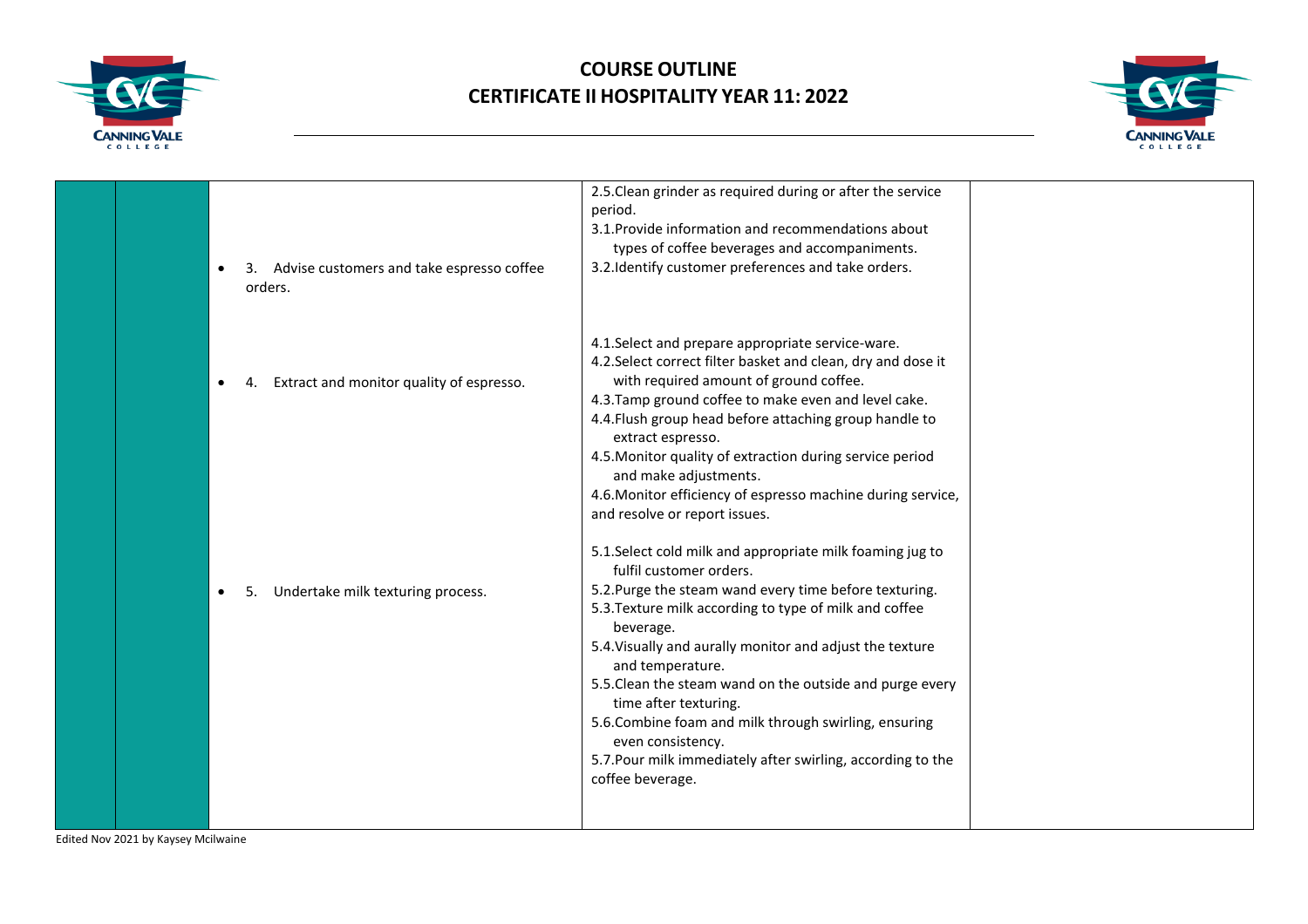| | | | | |
|---|---|---|---|---|
| | | • 3. Advise customers and take espresso coffee orders. | 2.5.Clean grinder as required during or after the service period.<br>3.1.Provide information and recommendations about types of coffee beverages and accompaniments.<br>3.2.Identify customer preferences and take orders. | |
| | | • 4. Extract and monitor quality of espresso. | 4.1.Select and prepare appropriate service-ware.<br>4.2.Select correct filter basket and clean, dry and dose it with required amount of ground coffee.<br>4.3.Tamp ground coffee to make even and level cake.<br>4.4.Flush group head before attaching group handle to extract espresso.<br>4.5.Monitor quality of extraction during service period and make adjustments.<br>4.6.Monitor efficiency of espresso machine during service, and resolve or report issues. | |
| | | • 5. Undertake milk texturing process. | 5.1.Select cold milk and appropriate milk foaming jug to fulfil customer orders.<br>5.2.Purge the steam wand every time before texturing.<br>5.3.Texture milk according to type of milk and coffee beverage.<br>5.4.Visually and aurally monitor and adjust the texture and temperature.<br>5.5.Clean the steam wand on the outside and purge every time after texturing.<br>5.6.Combine foam and milk through swirling, ensuring even consistency.<br>5.7.Pour milk immediately after swirling, according to the coffee beverage. | |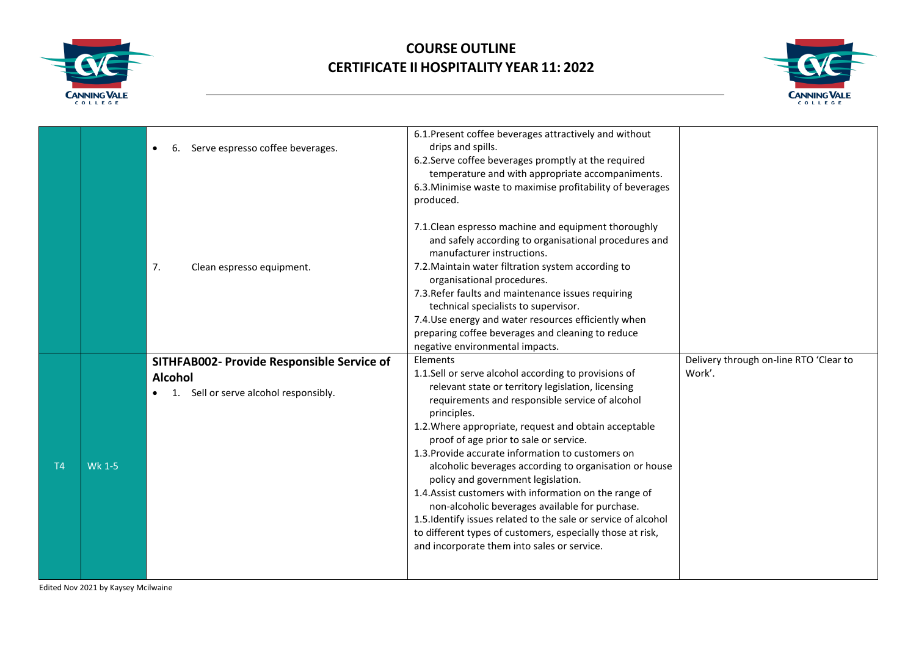# COURSE OUTLINE
# CERTIFICATE II HOSPITALITY YEAR 11: 2022

| | | | | |
|---|---|---|---|---|
| | | • 6. Serve espresso coffee beverages.<br><br>7. Clean espresso equipment. | 6.1.Present coffee beverages attractively and without drips and spills.<br>6.2.Serve coffee beverages promptly at the required temperature and with appropriate accompaniments.<br>6.3.Minimise waste to maximise profitability of beverages produced.<br><br>7.1.Clean espresso machine and equipment thoroughly and safely according to organisational procedures and manufacturer instructions.<br>7.2.Maintain water filtration system according to organisational procedures.<br>7.3.Refer faults and maintenance issues requiring technical specialists to supervisor.<br>7.4.Use energy and water resources efficiently when preparing coffee beverages and cleaning to reduce negative environmental impacts. | |
| T4 | Wk 1-5 | **SITHFAB002- Provide Responsible Service of Alcohol**<br>• 1. Sell or serve alcohol responsibly. | Elements<br>1.1.Sell or serve alcohol according to provisions of relevant state or territory legislation, licensing requirements and responsible service of alcohol principles.<br>1.2.Where appropriate, request and obtain acceptable proof of age prior to sale or service.<br>1.3.Provide accurate information to customers on alcoholic beverages according to organisation or house policy and government legislation.<br>1.4.Assist customers with information on the range of non-alcoholic beverages available for purchase.<br>1.5.Identify issues related to the sale or service of alcohol to different types of customers, especially those at risk, and incorporate them into sales or service. | Delivery through on-line RTO 'Clear to Work'. |

Edited Nov 2021 by Kaysey Mcilwaine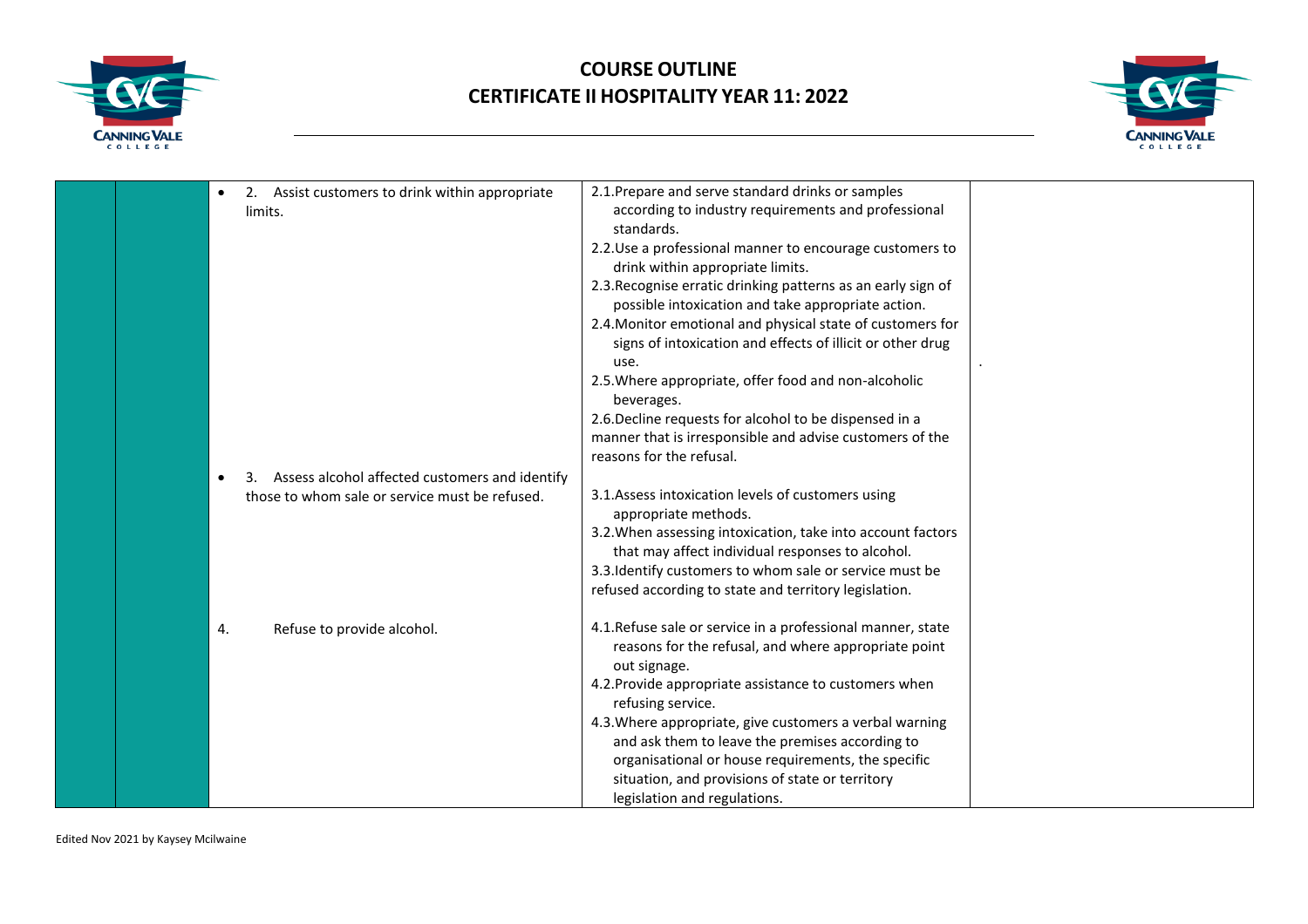| | | | | |
|---|---|---|---|---|
| | | • 2. Assist customers to drink within appropriate limits. | 2.1.Prepare and serve standard drinks or samples according to industry requirements and professional standards.<br>2.2.Use a professional manner to encourage customers to drink within appropriate limits.<br>2.3.Recognise erratic drinking patterns as an early sign of possible intoxication and take appropriate action.<br>2.4.Monitor emotional and physical state of customers for signs of intoxication and effects of illicit or other drug use.<br>2.5.Where appropriate, offer food and non-alcoholic beverages.<br>2.6.Decline requests for alcohol to be dispensed in a manner that is irresponsible and advise customers of the reasons for the refusal. | . |
| | | • 3. Assess alcohol affected customers and identify those to whom sale or service must be refused. | 3.1.Assess intoxication levels of customers using appropriate methods.<br>3.2.When assessing intoxication, take into account factors that may affect individual responses to alcohol.<br>3.3.Identify customers to whom sale or service must be refused according to state and territory legislation. | |
| | | 4. Refuse to provide alcohol. | 4.1.Refuse sale or service in a professional manner, state reasons for the refusal, and where appropriate point out signage.<br>4.2.Provide appropriate assistance to customers when refusing service.<br>4.3.Where appropriate, give customers a verbal warning and ask them to leave the premises according to organisational or house requirements, the specific situation, and provisions of state or territory legislation and regulations. | |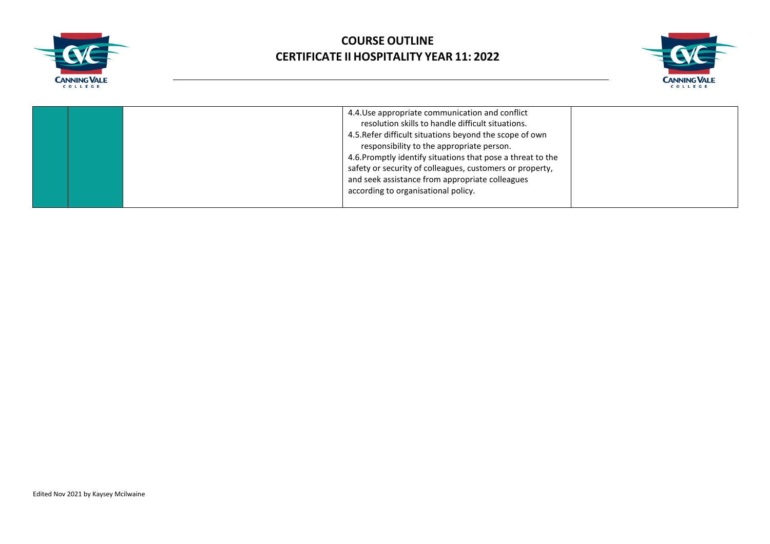| | | | | |
|---|---|---|---|---|
| | | | 4.4.Use appropriate communication and conflict resolution skills to handle difficult situations.<br>4.5.Refer difficult situations beyond the scope of own responsibility to the appropriate person.<br>4.6.Promptly identify situations that pose a threat to the safety or security of colleagues, customers or property, and seek assistance from appropriate colleagues according to organisational policy. | |